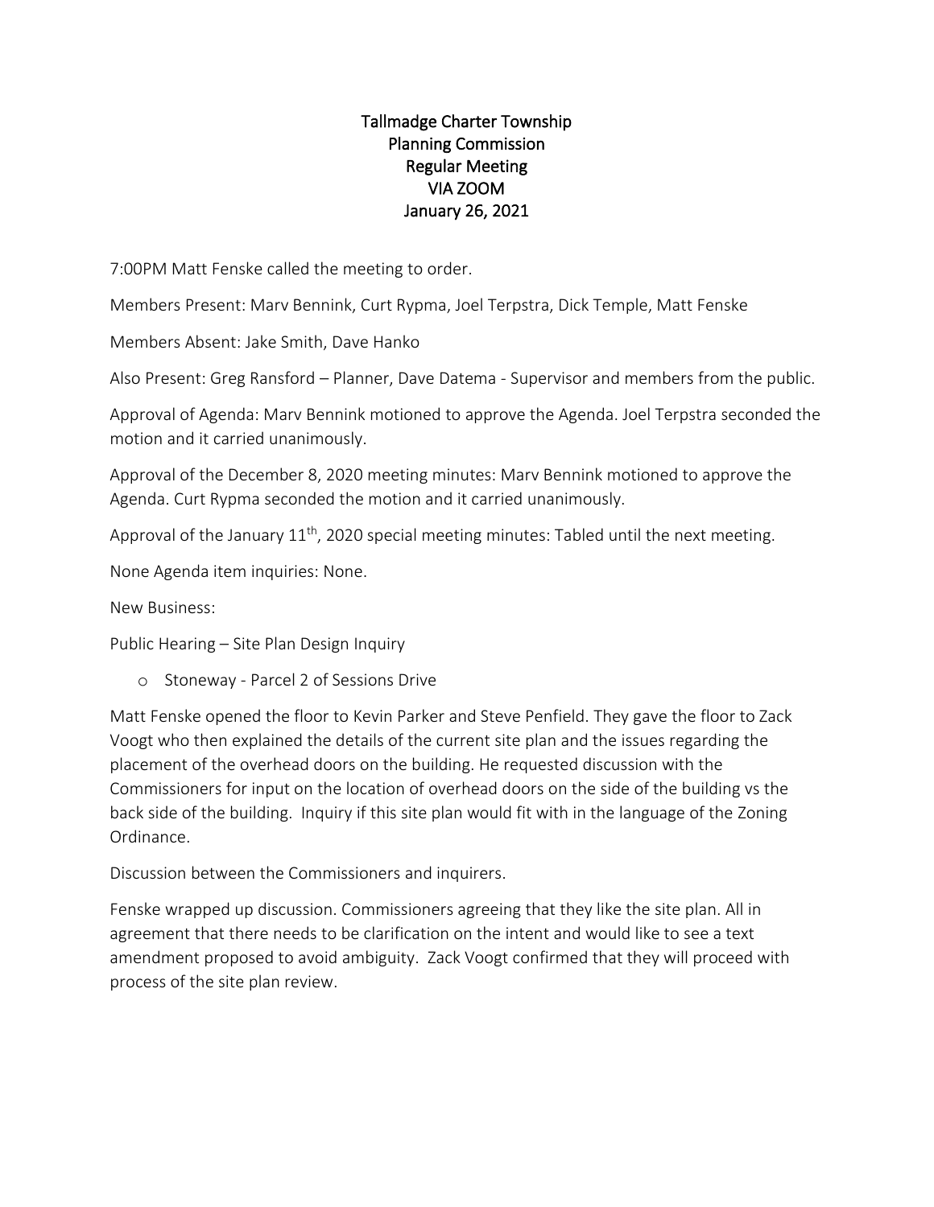# Tallmadge Charter Township
## Planning Commission
## Regular Meeting
## VIA ZOOM
## January 26, 2021

7:00PM Matt Fenske called the meeting to order.

Members Present: Marv Bennink, Curt Rypma, Joel Terpstra, Dick Temple, Matt Fenske

Members Absent: Jake Smith, Dave Hanko

Also Present: Greg Ransford – Planner, Dave Datema - Supervisor and members from the public.

Approval of Agenda: Marv Bennink motioned to approve the Agenda. Joel Terpstra seconded the motion and it carried unanimously.

Approval of the December 8, 2020 meeting minutes: Marv Bennink motioned to approve the Agenda. Curt Rypma seconded the motion and it carried unanimously.

Approval of the January 11th, 2020 special meeting minutes: Tabled until the next meeting.

None Agenda item inquiries: None.

New Business:

Public Hearing – Site Plan Design Inquiry

- Stoneway - Parcel 2 of Sessions Drive

Matt Fenske opened the floor to Kevin Parker and Steve Penfield. They gave the floor to Zack Voogt who then explained the details of the current site plan and the issues regarding the placement of the overhead doors on the building. He requested discussion with the Commissioners for input on the location of overhead doors on the side of the building vs the back side of the building. Inquiry if this site plan would fit with in the language of the Zoning Ordinance.

Discussion between the Commissioners and inquirers.

Fenske wrapped up discussion. Commissioners agreeing that they like the site plan. All in agreement that there needs to be clarification on the intent and would like to see a text amendment proposed to avoid ambiguity. Zack Voogt confirmed that they will proceed with process of the site plan review.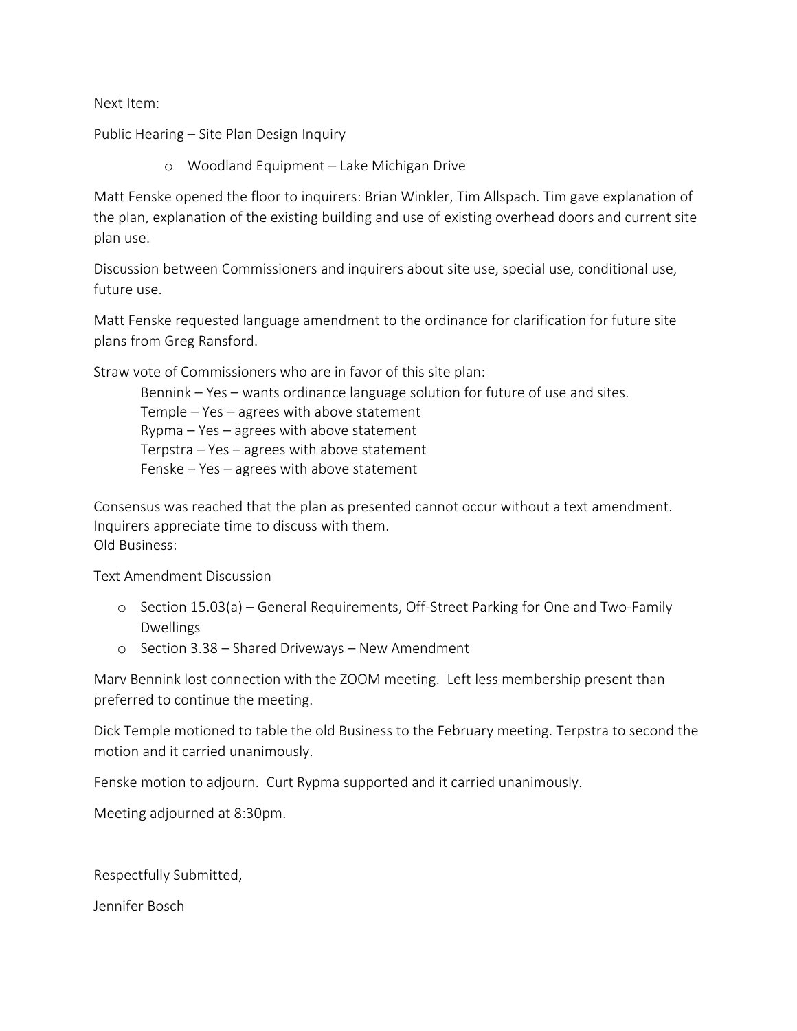Next Item:

Public Hearing – Site Plan Design Inquiry

- Woodland Equipment – Lake Michigan Drive

Matt Fenske opened the floor to inquirers: Brian Winkler, Tim Allspach. Tim gave explanation of the plan, explanation of the existing building and use of existing overhead doors and current site plan use.

Discussion between Commissioners and inquirers about site use, special use, conditional use, future use.

Matt Fenske requested language amendment to the ordinance for clarification for future site plans from Greg Ransford.

Straw vote of Commissioners who are in favor of this site plan:

Bennink – Yes – wants ordinance language solution for future of use and sites.
Temple – Yes – agrees with above statement
Rypma – Yes – agrees with above statement
Terpstra – Yes – agrees with above statement
Fenske – Yes – agrees with above statement

Consensus was reached that the plan as presented cannot occur without a text amendment. Inquirers appreciate time to discuss with them.
Old Business:

Text Amendment Discussion

- Section 15.03(a) – General Requirements, Off-Street Parking for One and Two-Family Dwellings
- Section 3.38 – Shared Driveways – New Amendment

Marv Bennink lost connection with the ZOOM meeting. Left less membership present than preferred to continue the meeting.

Dick Temple motioned to table the old Business to the February meeting. Terpstra to second the motion and it carried unanimously.

Fenske motion to adjourn. Curt Rypma supported and it carried unanimously.

Meeting adjourned at 8:30pm.

Respectfully Submitted,

Jennifer Bosch